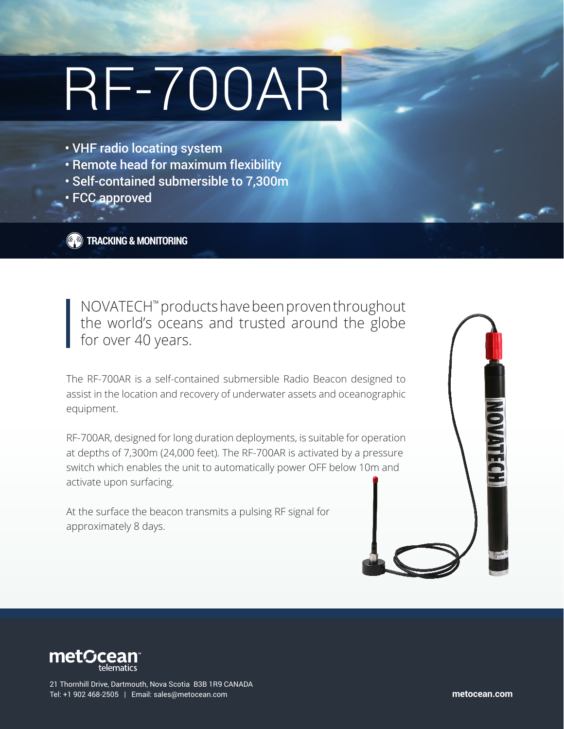# RF-700AR

- VHF radio locating system
- Remote head for maximum flexibility
- Self-contained submersible to 7,300m
- FCC approved

**TRACKING & MONITORING**

> NOVATECH™ products have been proven throughout the world's oceans and trusted around the globe for over 40 years.

The RF-700AR is a self-contained submersible Radio Beacon designed to assist in the location and recovery of underwater assets and oceanographic equipment.

RF-700AR, designed for long duration deployments, is suitable for operation at depths of 7,300m (24,000 feet). The RF-700AR is activated by a pressure switch which enables the unit to automatically power OFF below 10m and activate upon surfacing.

At the surface the beacon transmits a pulsing RF signal for approximately 8 days.

**metOcean telematics**

21 Thornhill Drive, Dartmouth, Nova Scotia B3B 1R9 CANADA
Tel: +1 902 468-2505 | Email: sales@metocean.com

**metocean.com**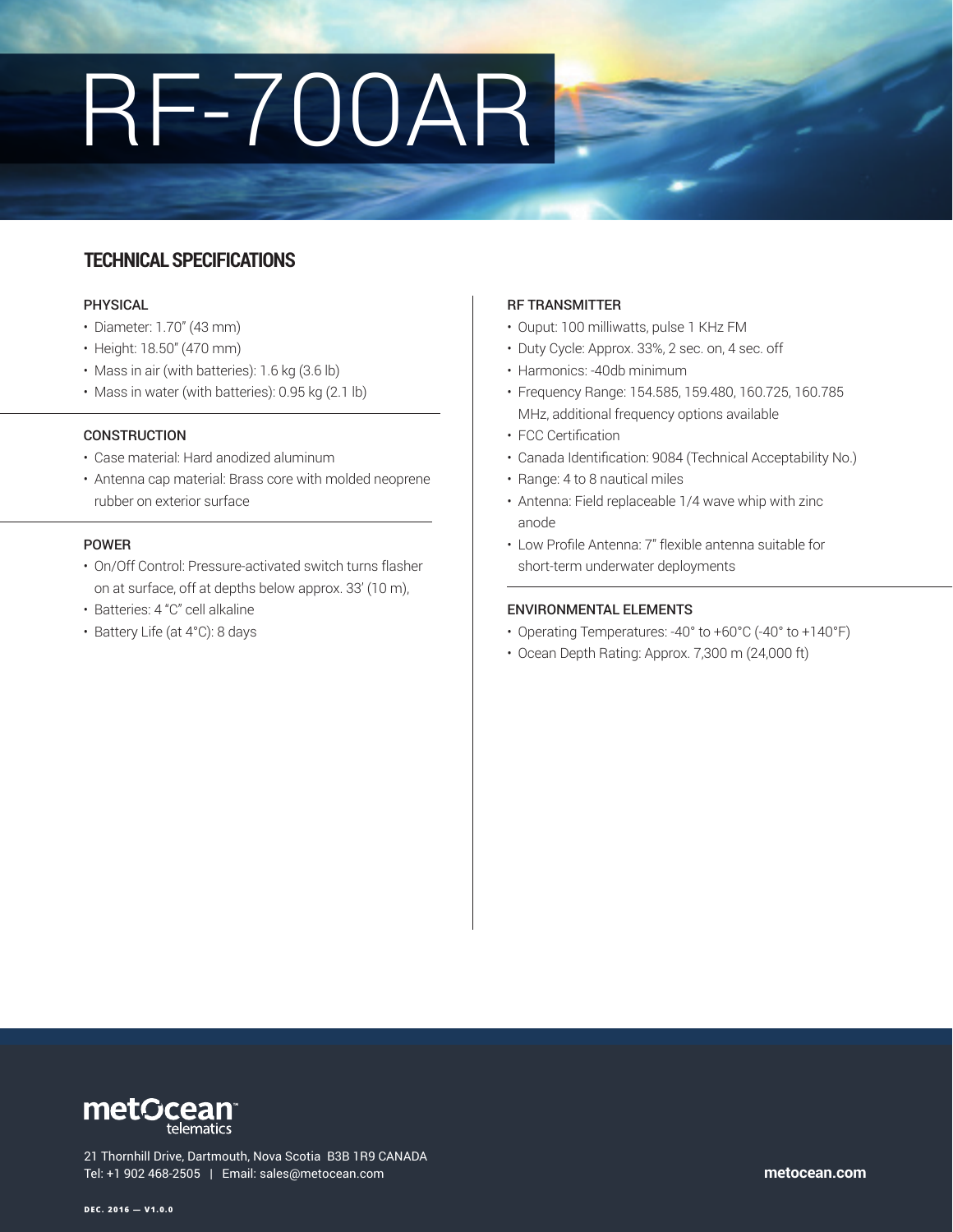# RF-700AR

## TECHNICAL SPECIFICATIONS

### PHYSICAL

- Diameter: 1.70" (43 mm)
- Height: 18.50" (470 mm)
- Mass in air (with batteries): 1.6 kg (3.6 lb)
- Mass in water (with batteries): 0.95 kg (2.1 lb)

### CONSTRUCTION

- Case material: Hard anodized aluminum
- Antenna cap material: Brass core with molded neoprene rubber on exterior surface

### POWER

- On/Off Control: Pressure-activated switch turns flasher on at surface, off at depths below approx. 33' (10 m),
- Batteries: 4 "C" cell alkaline
- Battery Life (at 4°C): 8 days

### RF TRANSMITTER

- Ouput: 100 milliwatts, pulse 1 KHz FM
- Duty Cycle: Approx. 33%, 2 sec. on, 4 sec. off
- Harmonics: -40db minimum
- Frequency Range: 154.585, 159.480, 160.725, 160.785 MHz, additional frequency options available
- FCC Certification
- Canada Identification: 9084 (Technical Acceptability No.)
- Range: 4 to 8 nautical miles
- Antenna: Field replaceable 1/4 wave whip with zinc anode
- Low Profile Antenna: 7" flexible antenna suitable for short-term underwater deployments

### ENVIRONMENTAL ELEMENTS

- Operating Temperatures: -40° to +60°C (-40° to +140°F)
- Ocean Depth Rating: Approx. 7,300 m (24,000 ft)

metOcean telematics

21 Thornhill Drive, Dartmouth, Nova Scotia B3B 1R9 CANADA
Tel: +1 902 468-2505 | Email: sales@metocean.com

metocean.com

DEC. 2016 — V1.0.0